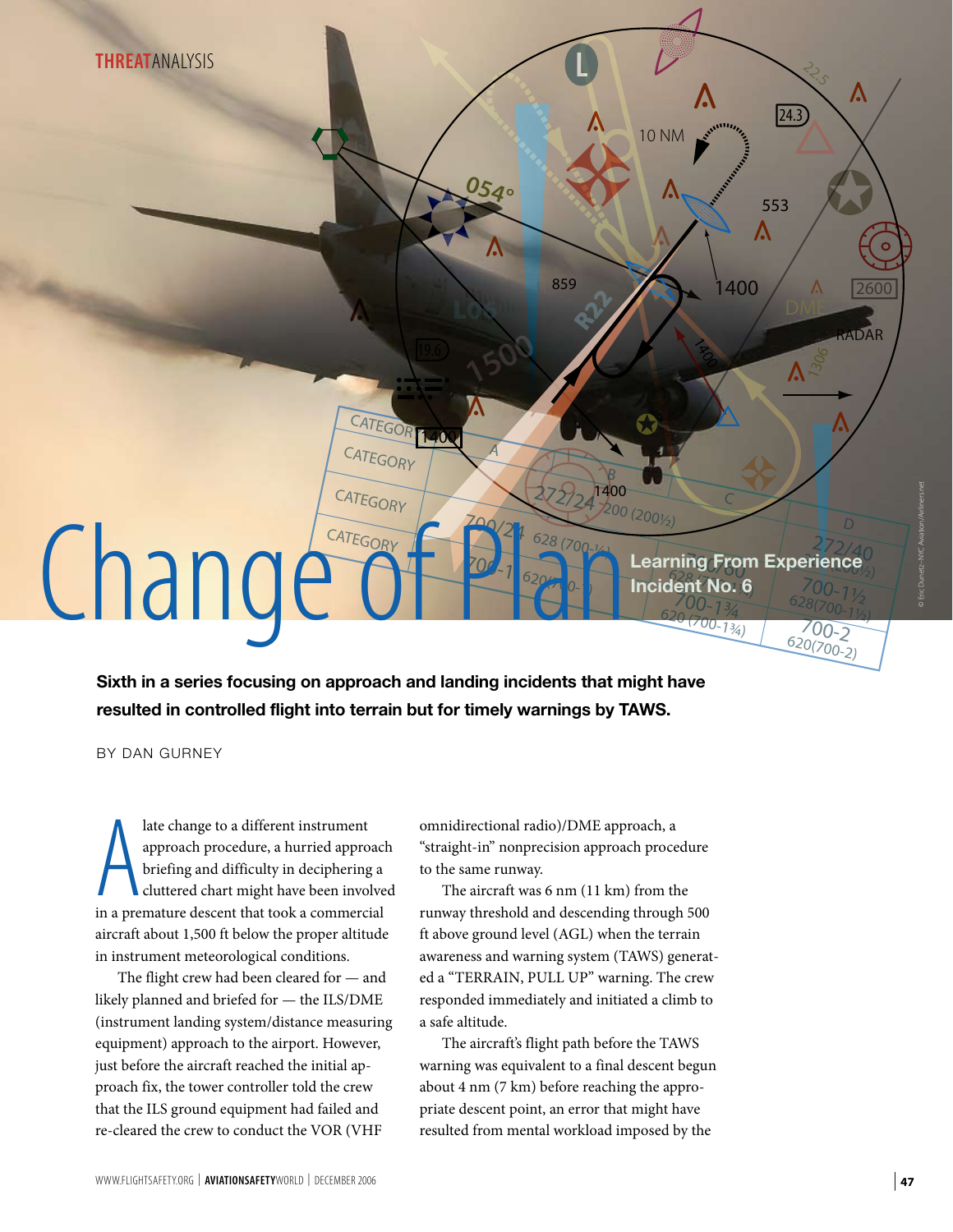THREAT ANALYSIS

# Change of Plan

**Learning From Experience Incident No. 6**

**Sixth in a series focusing on approach and landing incidents that might have resulted in controlled flight into terrain but for timely warnings by TAWS.**

BY DAN GURNEY

A late change to a different instrument approach procedure, a hurried approach briefing and difficulty in deciphering a cluttered chart might have been involved in a premature descent that took a commercial aircraft about 1,500 ft below the proper altitude in instrument meteorological conditions.

The flight crew had been cleared for — and likely planned and briefed for — the ILS/DME (instrument landing system/distance measuring equipment) approach to the airport. However, just before the aircraft reached the initial approach fix, the tower controller told the crew that the ILS ground equipment had failed and re-cleared the crew to conduct the VOR (VHF omnidirectional radio)/DME approach, a "straight-in" nonprecision approach procedure to the same runway.

The aircraft was 6 nm (11 km) from the runway threshold and descending through 500 ft above ground level (AGL) when the terrain awareness and warning system (TAWS) generated a "TERRAIN, PULL UP" warning. The crew responded immediately and initiated a climb to a safe altitude.

The aircraft's flight path before the TAWS warning was equivalent to a final descent begun about 4 nm (7 km) before reaching the appropriate descent point, an error that might have resulted from mental workload imposed by the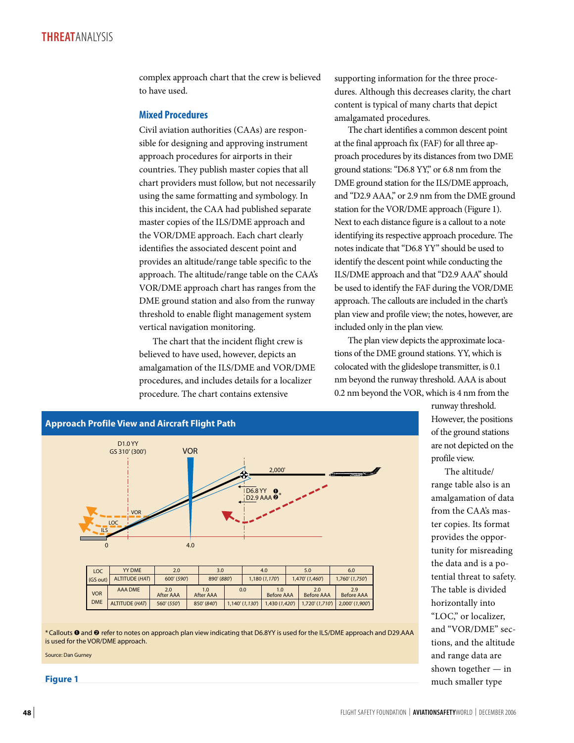complex approach chart that the crew is believed to have used.

## Mixed Procedures

Civil aviation authorities (CAAs) are responsible for designing and approving instrument approach procedures for airports in their countries. They publish master copies that all chart providers must follow, but not necessarily using the same formatting and symbology. In this incident, the CAA had published separate master copies of the ILS/DME approach and the VOR/DME approach. Each chart clearly identifies the associated descent point and provides an altitude/range table specific to the approach. The altitude/range table on the CAA's VOR/DME approach chart has ranges from the DME ground station and also from the runway threshold to enable flight management system vertical navigation monitoring.

The chart that the incident flight crew is believed to have used, however, depicts an amalgamation of the ILS/DME and VOR/DME procedures, and includes details for a localizer procedure. The chart contains extensive supporting information for the three procedures. Although this decreases clarity, the chart content is typical of many charts that depict amalgamated procedures.

The chart identifies a common descent point at the final approach fix (FAF) for all three approach procedures by its distances from two DME ground stations: "D6.8 YY," or 6.8 nm from the DME ground station for the ILS/DME approach, and "D2.9 AAA," or 2.9 nm from the DME ground station for the VOR/DME approach (Figure 1). Next to each distance figure is a callout to a note identifying its respective approach procedure. The notes indicate that "D6.8 YY" should be used to identify the descent point while conducting the ILS/DME approach and that "D2.9 AAA" should be used to identify the FAF during the VOR/DME approach. The callouts are included in the chart's plan view and profile view; the notes, however, are included only in the plan view.

The plan view depicts the approximate locations of the DME ground stations. YY, which is colocated with the glideslope transmitter, is 0.1 nm beyond the runway threshold. AAA is about 0.2 nm beyond the VOR, which is 4 nm from the runway threshold. However, the positions of the ground stations are not depicted on the profile view.

The altitude/range table also is an amalgamation of data from the CAA's master copies. Its format provides the opportunity for misreading the data and is a potential threat to safety. The table is divided horizontally into "LOC," or localizer, and "VOR/DME" sections, and the altitude and range data are shown together — in much smaller type

**Approach Profile View and Aircraft Flight Path**

D1.0 YY GS 310' (300') — VOR — 2,000' — D6.8 YY ❶ D2.9 AAA ❷* — VOR — LOC — ILS — 0 — 4.0

| LOC (GS out) | YY DME | 2.0 | 3.0 | 4.0 | | 5.0 | 6.0 |
|---|---|---|---|---|---|---|---|
| | ALTITUDE (*HAT*) | 600' (*590'*) | 890' (*880'*) | 1,180 (*1,170'*) | | 1,470' (*1,460'*) | 1,760' (*1,750'*) |
| VOR DME | AAA DME | 2.0 After AAA | 1.0 After AAA | 0.0 | 1.0 Before AAA | 2.0 Before AAA | 2.9 Before AAA |
| | ALTITUDE (*HAT*) | 560' (*550'*) | 850' (*840'*) | 1,140' (*1,130'*) | 1,430 (*1,420'*) | 1,720' (*1,710'*) | 2,000' (*1,900'*) |

*Callouts ❶ and ❷ refer to notes on approach plan view indicating that D6.8YY is used for the ILS/DME approach and D29.AAA is used for the VOR/DME approach.

Source: Dan Gurney

**Figure 1**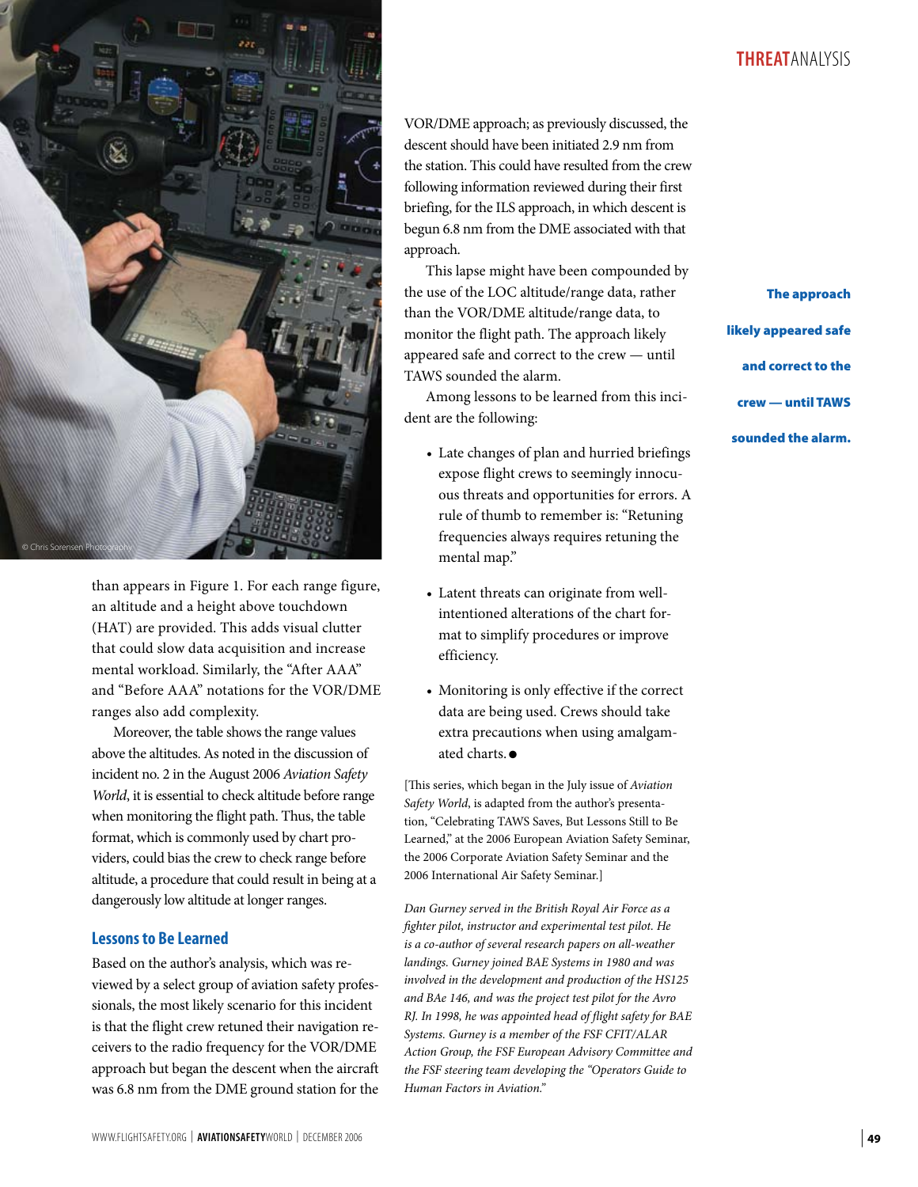than appears in Figure 1. For each range figure, an altitude and a height above touchdown (HAT) are provided. This adds visual clutter that could slow data acquisition and increase mental workload. Similarly, the "After AAA" and "Before AAA" notations for the VOR/DME ranges also add complexity.

Moreover, the table shows the range values above the altitudes. As noted in the discussion of incident no. 2 in the August 2006 *Aviation Safety World*, it is essential to check altitude before range when monitoring the flight path. Thus, the table format, which is commonly used by chart providers, could bias the crew to check range before altitude, a procedure that could result in being at a dangerously low altitude at longer ranges.

## Lessons to Be Learned

Based on the author's analysis, which was reviewed by a select group of aviation safety professionals, the most likely scenario for this incident is that the flight crew retuned their navigation receivers to the radio frequency for the VOR/DME approach but began the descent when the aircraft was 6.8 nm from the DME ground station for the VOR/DME approach; as previously discussed, the descent should have been initiated 2.9 nm from the station. This could have resulted from the crew following information reviewed during their first briefing, for the ILS approach, in which descent is begun 6.8 nm from the DME associated with that approach.

This lapse might have been compounded by the use of the LOC altitude/range data, rather than the VOR/DME altitude/range data, to monitor the flight path. The approach likely appeared safe and correct to the crew — until TAWS sounded the alarm.

**The approach likely appeared safe and correct to the crew — until TAWS sounded the alarm.**

Among lessons to be learned from this incident are the following:

- Late changes of plan and hurried briefings expose flight crews to seemingly innocuous threats and opportunities for errors. A rule of thumb to remember is: "Retuning frequencies always requires retuning the mental map."
- Latent threats can originate from well-intentioned alterations of the chart format to simplify procedures or improve efficiency.
- Monitoring is only effective if the correct data are being used. Crews should take extra precautions when using amalgamated charts. ●

[This series, which began in the July issue of *Aviation Safety World*, is adapted from the author's presentation, "Celebrating TAWS Saves, But Lessons Still to Be Learned," at the 2006 European Aviation Safety Seminar, the 2006 Corporate Aviation Safety Seminar and the 2006 International Air Safety Seminar.]

*Dan Gurney served in the British Royal Air Force as a fighter pilot, instructor and experimental test pilot. He is a co-author of several research papers on all-weather landings. Gurney joined BAE Systems in 1980 and was involved in the development and production of the HS125 and BAe 146, and was the project test pilot for the Avro RJ. In 1998, he was appointed head of flight safety for BAE Systems. Gurney is a member of the FSF CFIT/ALAR Action Group, the FSF European Advisory Committee and the FSF steering team developing the "Operators Guide to Human Factors in Aviation."*